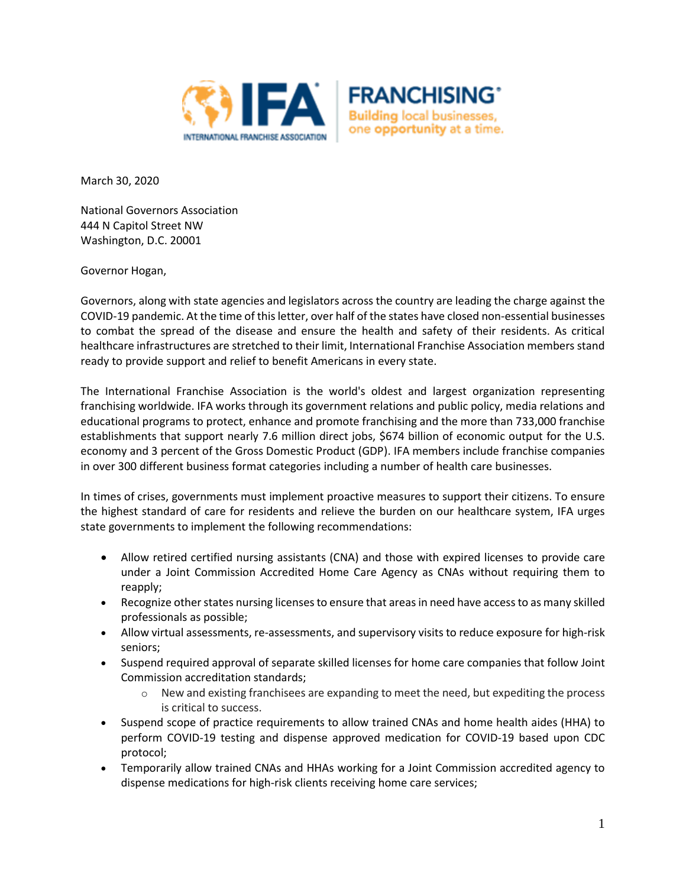March 30, 2020

National Governors Association
444 N Capitol Street NW
Washington, D.C. 20001

Governor Hogan,

Governors, along with state agencies and legislators across the country are leading the charge against the COVID-19 pandemic. At the time of this letter, over half of the states have closed non-essential businesses to combat the spread of the disease and ensure the health and safety of their residents. As critical healthcare infrastructures are stretched to their limit, International Franchise Association members stand ready to provide support and relief to benefit Americans in every state.

The International Franchise Association is the world's oldest and largest organization representing franchising worldwide. IFA works through its government relations and public policy, media relations and educational programs to protect, enhance and promote franchising and the more than 733,000 franchise establishments that support nearly 7.6 million direct jobs, $674 billion of economic output for the U.S. economy and 3 percent of the Gross Domestic Product (GDP). IFA members include franchise companies in over 300 different business format categories including a number of health care businesses.

In times of crises, governments must implement proactive measures to support their citizens. To ensure the highest standard of care for residents and relieve the burden on our healthcare system, IFA urges state governments to implement the following recommendations:

- Allow retired certified nursing assistants (CNA) and those with expired licenses to provide care under a Joint Commission Accredited Home Care Agency as CNAs without requiring them to reapply;
- Recognize other states nursing licenses to ensure that areas in need have access to as many skilled professionals as possible;
- Allow virtual assessments, re-assessments, and supervisory visits to reduce exposure for high-risk seniors;
- Suspend required approval of separate skilled licenses for home care companies that follow Joint Commission accreditation standards;
  - New and existing franchisees are expanding to meet the need, but expediting the process is critical to success.
- Suspend scope of practice requirements to allow trained CNAs and home health aides (HHA) to perform COVID-19 testing and dispense approved medication for COVID-19 based upon CDC protocol;
- Temporarily allow trained CNAs and HHAs working for a Joint Commission accredited agency to dispense medications for high-risk clients receiving home care services;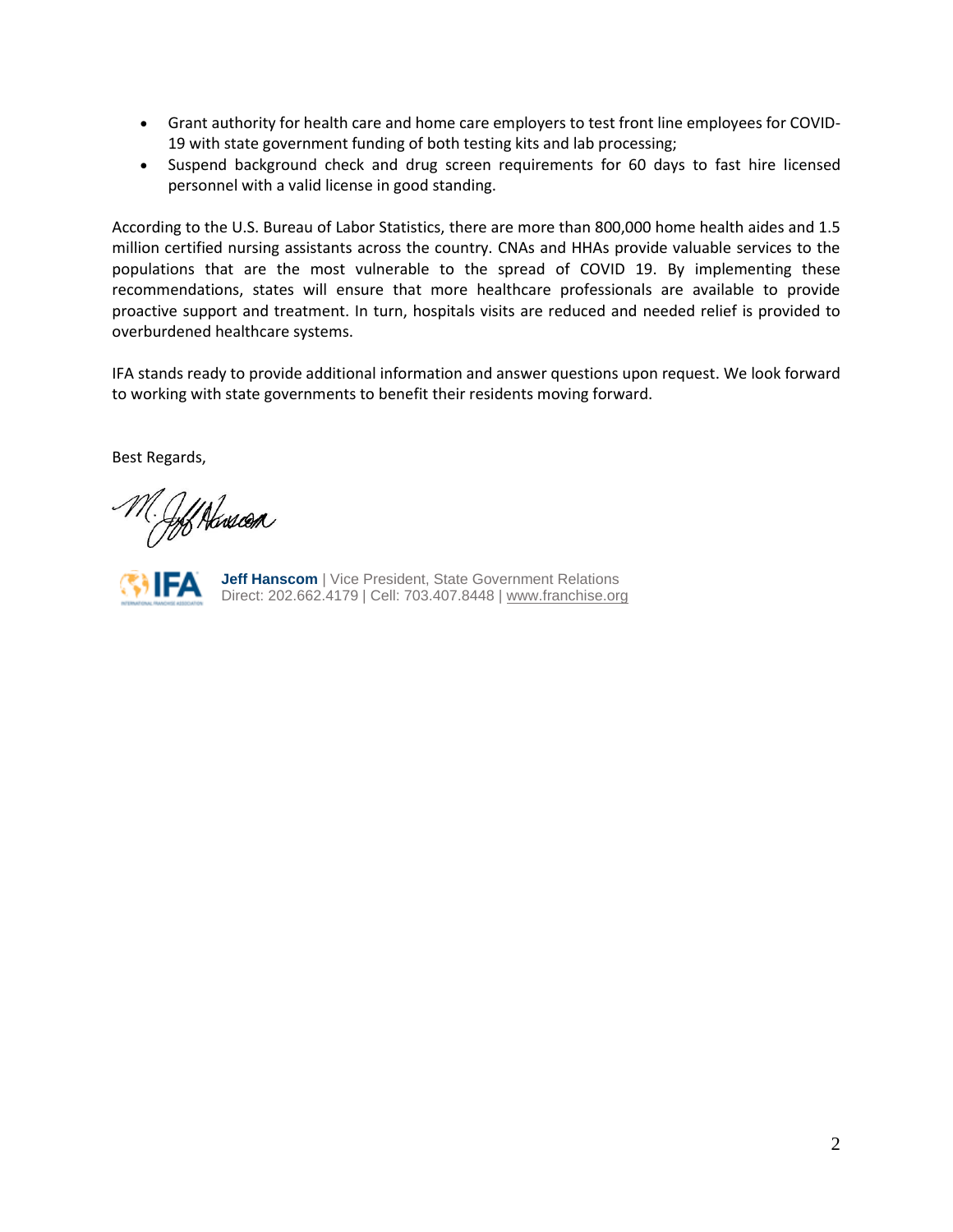- Grant authority for health care and home care employers to test front line employees for COVID-19 with state government funding of both testing kits and lab processing;
- Suspend background check and drug screen requirements for 60 days to fast hire licensed personnel with a valid license in good standing.

According to the U.S. Bureau of Labor Statistics, there are more than 800,000 home health aides and 1.5 million certified nursing assistants across the country. CNAs and HHAs provide valuable services to the populations that are the most vulnerable to the spread of COVID 19. By implementing these recommendations, states will ensure that more healthcare professionals are available to provide proactive support and treatment. In turn, hospitals visits are reduced and needed relief is provided to overburdened healthcare systems.

IFA stands ready to provide additional information and answer questions upon request. We look forward to working with state governments to benefit their residents moving forward.

Best Regards,

M. Jeff Hanscom

IFA INTERNATIONAL FRANCHISE ASSOCIATION

**Jeff Hanscom** | Vice President, State Government Relations
Direct: 202.662.4179 | Cell: 703.407.8448 | www.franchise.org